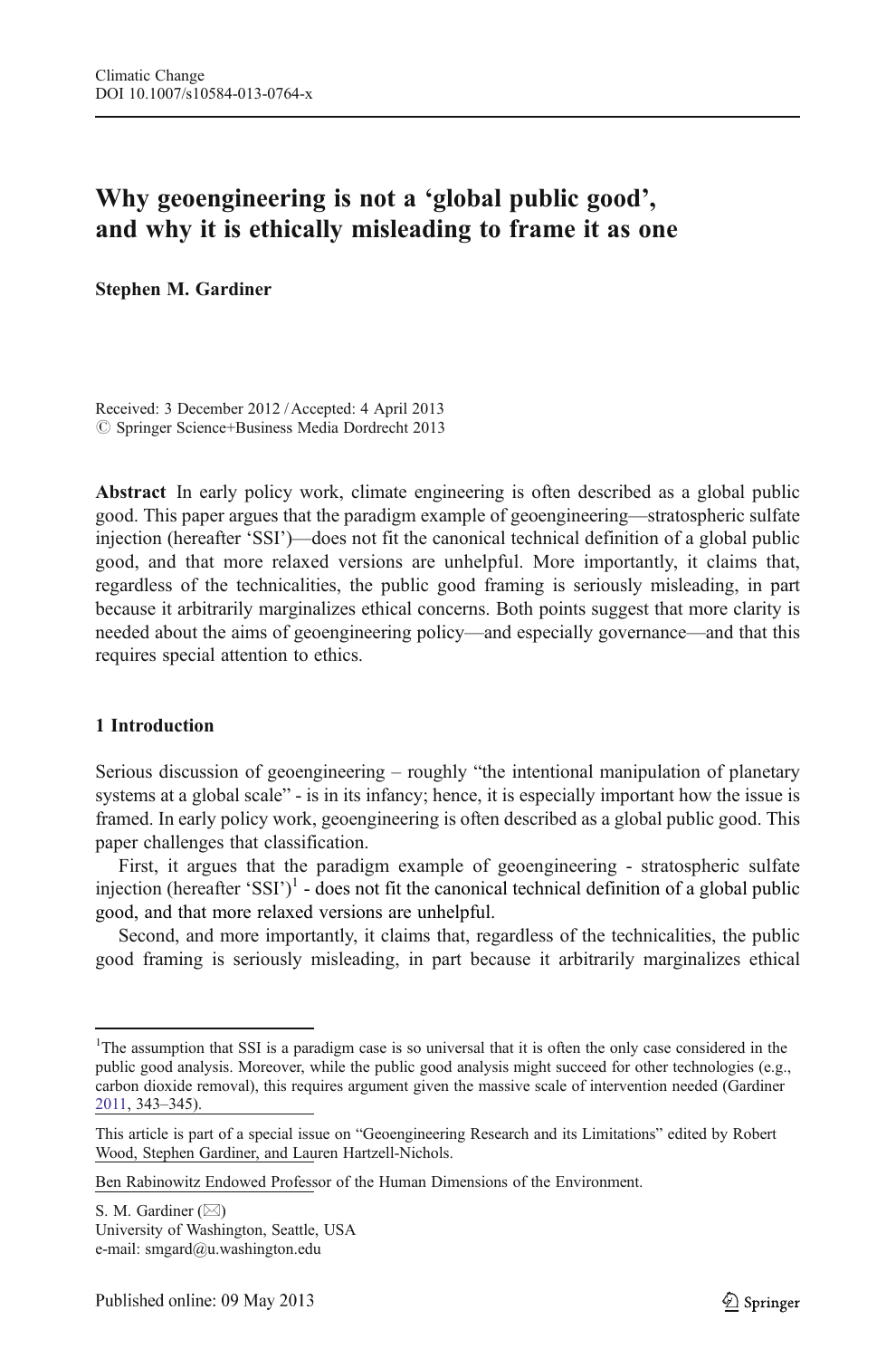Climatic Change
DOI 10.1007/s10584-013-0764-x

# Why geoengineering is not a 'global public good', and why it is ethically misleading to frame it as one

**Stephen M. Gardiner**

Received: 3 December 2012 / Accepted: 4 April 2013
© Springer Science+Business Media Dordrecht 2013

**Abstract** In early policy work, climate engineering is often described as a global public good. This paper argues that the paradigm example of geoengineering—stratospheric sulfate injection (hereafter 'SSI')—does not fit the canonical technical definition of a global public good, and that more relaxed versions are unhelpful. More importantly, it claims that, regardless of the technicalities, the public good framing is seriously misleading, in part because it arbitrarily marginalizes ethical concerns. Both points suggest that more clarity is needed about the aims of geoengineering policy—and especially governance—and that this requires special attention to ethics.

## 1 Introduction

Serious discussion of geoengineering – roughly "the intentional manipulation of planetary systems at a global scale" - is in its infancy; hence, it is especially important how the issue is framed. In early policy work, geoengineering is often described as a global public good. This paper challenges that classification.

First, it argues that the paradigm example of geoengineering - stratospheric sulfate injection (hereafter 'SSI')[1] - does not fit the canonical technical definition of a global public good, and that more relaxed versions are unhelpful.

Second, and more importantly, it claims that, regardless of the technicalities, the public good framing is seriously misleading, in part because it arbitrarily marginalizes ethical

---

[1]The assumption that SSI is a paradigm case is so universal that it is often the only case considered in the public good analysis. Moreover, while the public good analysis might succeed for other technologies (e.g., carbon dioxide removal), this requires argument given the massive scale of intervention needed (Gardiner 2011, 343–345).

This article is part of a special issue on "Geoengineering Research and its Limitations" edited by Robert Wood, Stephen Gardiner, and Lauren Hartzell-Nichols.

Ben Rabinowitz Endowed Professor of the Human Dimensions of the Environment.

S. M. Gardiner (✉)
University of Washington, Seattle, USA
e-mail: smgard@u.washington.edu

Published online: 09 May 2013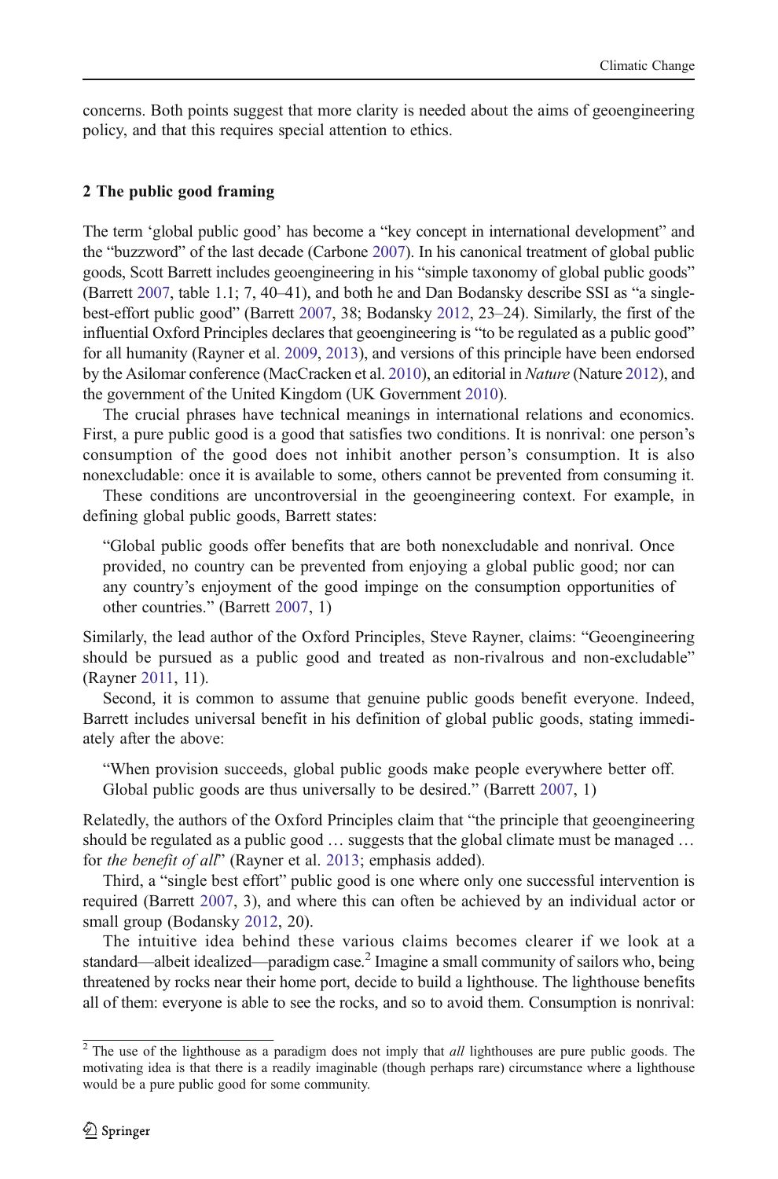concerns. Both points suggest that more clarity is needed about the aims of geoengineering policy, and that this requires special attention to ethics.

## 2 The public good framing

The term 'global public good' has become a "key concept in international development" and the "buzzword" of the last decade (Carbone 2007). In his canonical treatment of global public goods, Scott Barrett includes geoengineering in his "simple taxonomy of global public goods" (Barrett 2007, table 1.1; 7, 40–41), and both he and Dan Bodansky describe SSI as "a single-best-effort public good" (Barrett 2007, 38; Bodansky 2012, 23–24). Similarly, the first of the influential Oxford Principles declares that geoengineering is "to be regulated as a public good" for all humanity (Rayner et al. 2009, 2013), and versions of this principle have been endorsed by the Asilomar conference (MacCracken et al. 2010), an editorial in *Nature* (Nature 2012), and the government of the United Kingdom (UK Government 2010).

The crucial phrases have technical meanings in international relations and economics. First, a pure public good is a good that satisfies two conditions. It is nonrival: one person's consumption of the good does not inhibit another person's consumption. It is also nonexcludable: once it is available to some, others cannot be prevented from consuming it.

These conditions are uncontroversial in the geoengineering context. For example, in defining global public goods, Barrett states:

> "Global public goods offer benefits that are both nonexcludable and nonrival. Once provided, no country can be prevented from enjoying a global public good; nor can any country's enjoyment of the good impinge on the consumption opportunities of other countries." (Barrett 2007, 1)

Similarly, the lead author of the Oxford Principles, Steve Rayner, claims: "Geoengineering should be pursued as a public good and treated as non-rivalrous and non-excludable" (Rayner 2011, 11).

Second, it is common to assume that genuine public goods benefit everyone. Indeed, Barrett includes universal benefit in his definition of global public goods, stating immediately after the above:

> "When provision succeeds, global public goods make people everywhere better off. Global public goods are thus universally to be desired." (Barrett 2007, 1)

Relatedly, the authors of the Oxford Principles claim that "the principle that geoengineering should be regulated as a public good … suggests that the global climate must be managed … for *the benefit of all*" (Rayner et al. 2013; emphasis added).

Third, a "single best effort" public good is one where only one successful intervention is required (Barrett 2007, 3), and where this can often be achieved by an individual actor or small group (Bodansky 2012, 20).

The intuitive idea behind these various claims becomes clearer if we look at a standard—albeit idealized—paradigm case.[2] Imagine a small community of sailors who, being threatened by rocks near their home port, decide to build a lighthouse. The lighthouse benefits all of them: everyone is able to see the rocks, and so to avoid them. Consumption is nonrival:

[2] The use of the lighthouse as a paradigm does not imply that *all* lighthouses are pure public goods. The motivating idea is that there is a readily imaginable (though perhaps rare) circumstance where a lighthouse would be a pure public good for some community.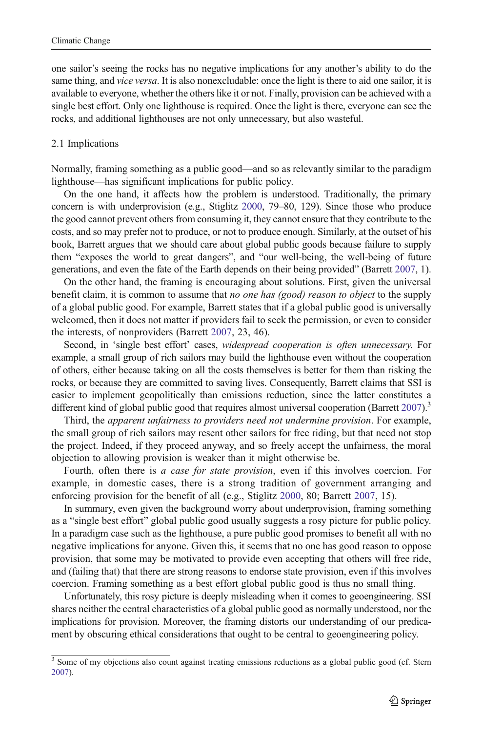one sailor's seeing the rocks has no negative implications for any another's ability to do the same thing, and *vice versa*. It is also nonexcludable: once the light is there to aid one sailor, it is available to everyone, whether the others like it or not. Finally, provision can be achieved with a single best effort. Only one lighthouse is required. Once the light is there, everyone can see the rocks, and additional lighthouses are not only unnecessary, but also wasteful.

### 2.1 Implications

Normally, framing something as a public good—and so as relevantly similar to the paradigm lighthouse—has significant implications for public policy.

On the one hand, it affects how the problem is understood. Traditionally, the primary concern is with underprovision (e.g., Stiglitz 2000, 79–80, 129). Since those who produce the good cannot prevent others from consuming it, they cannot ensure that they contribute to the costs, and so may prefer not to produce, or not to produce enough. Similarly, at the outset of his book, Barrett argues that we should care about global public goods because failure to supply them "exposes the world to great dangers", and "our well-being, the well-being of future generations, and even the fate of the Earth depends on their being provided" (Barrett 2007, 1).

On the other hand, the framing is encouraging about solutions. First, given the universal benefit claim, it is common to assume that *no one has (good) reason to object* to the supply of a global public good. For example, Barrett states that if a global public good is universally welcomed, then it does not matter if providers fail to seek the permission, or even to consider the interests, of nonproviders (Barrett 2007, 23, 46).

Second, in 'single best effort' cases, *widespread cooperation is often unnecessary*. For example, a small group of rich sailors may build the lighthouse even without the cooperation of others, either because taking on all the costs themselves is better for them than risking the rocks, or because they are committed to saving lives. Consequently, Barrett claims that SSI is easier to implement geopolitically than emissions reduction, since the latter constitutes a different kind of global public good that requires almost universal cooperation (Barrett 2007).[3]

Third, the *apparent unfairness to providers need not undermine provision*. For example, the small group of rich sailors may resent other sailors for free riding, but that need not stop the project. Indeed, if they proceed anyway, and so freely accept the unfairness, the moral objection to allowing provision is weaker than it might otherwise be.

Fourth, often there is *a case for state provision*, even if this involves coercion. For example, in domestic cases, there is a strong tradition of government arranging and enforcing provision for the benefit of all (e.g., Stiglitz 2000, 80; Barrett 2007, 15).

In summary, even given the background worry about underprovision, framing something as a "single best effort" global public good usually suggests a rosy picture for public policy. In a paradigm case such as the lighthouse, a pure public good promises to benefit all with no negative implications for anyone. Given this, it seems that no one has good reason to oppose provision, that some may be motivated to provide even accepting that others will free ride, and (failing that) that there are strong reasons to endorse state provision, even if this involves coercion. Framing something as a best effort global public good is thus no small thing.

Unfortunately, this rosy picture is deeply misleading when it comes to geoengineering. SSI shares neither the central characteristics of a global public good as normally understood, nor the implications for provision. Moreover, the framing distorts our understanding of our predicament by obscuring ethical considerations that ought to be central to geoengineering policy.

---

[3] Some of my objections also count against treating emissions reductions as a global public good (cf. Stern 2007).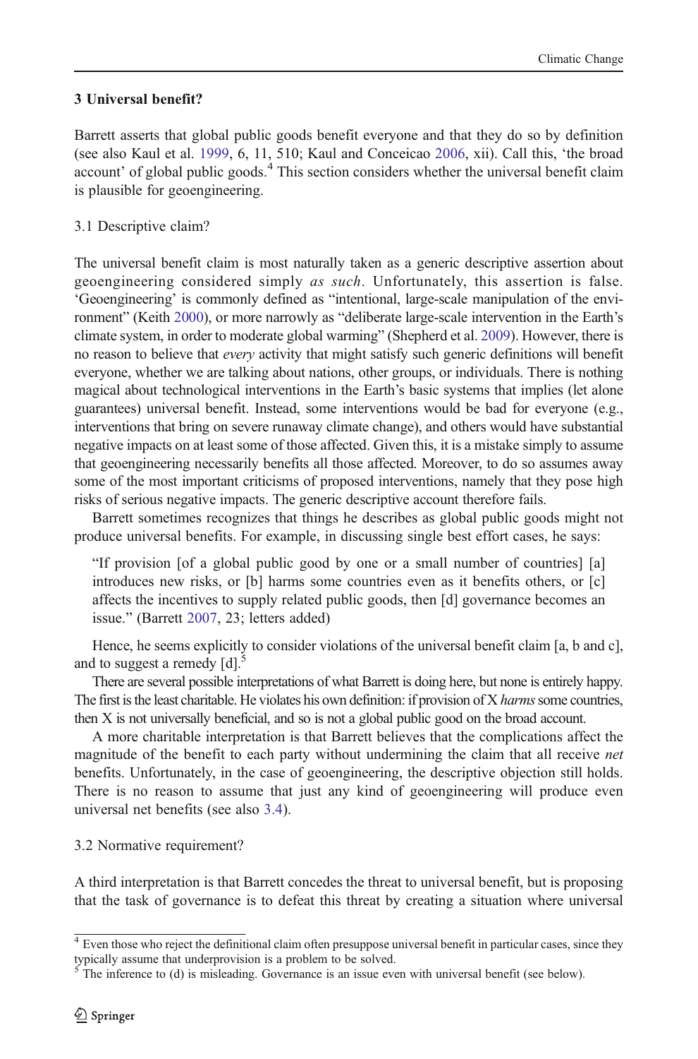## 3 Universal benefit?

Barrett asserts that global public goods benefit everyone and that they do so by definition (see also Kaul et al. 1999, 6, 11, 510; Kaul and Conceicao 2006, xii). Call this, 'the broad account' of global public goods.[4] This section considers whether the universal benefit claim is plausible for geoengineering.

### 3.1 Descriptive claim?

The universal benefit claim is most naturally taken as a generic descriptive assertion about geoengineering considered simply *as such*. Unfortunately, this assertion is false. 'Geoengineering' is commonly defined as "intentional, large-scale manipulation of the environment" (Keith 2000), or more narrowly as "deliberate large-scale intervention in the Earth's climate system, in order to moderate global warming" (Shepherd et al. 2009). However, there is no reason to believe that *every* activity that might satisfy such generic definitions will benefit everyone, whether we are talking about nations, other groups, or individuals. There is nothing magical about technological interventions in the Earth's basic systems that implies (let alone guarantees) universal benefit. Instead, some interventions would be bad for everyone (e.g., interventions that bring on severe runaway climate change), and others would have substantial negative impacts on at least some of those affected. Given this, it is a mistake simply to assume that geoengineering necessarily benefits all those affected. Moreover, to do so assumes away some of the most important criticisms of proposed interventions, namely that they pose high risks of serious negative impacts. The generic descriptive account therefore fails.

Barrett sometimes recognizes that things he describes as global public goods might not produce universal benefits. For example, in discussing single best effort cases, he says:

> "If provision [of a global public good by one or a small number of countries] [a] introduces new risks, or [b] harms some countries even as it benefits others, or [c] affects the incentives to supply related public goods, then [d] governance becomes an issue." (Barrett 2007, 23; letters added)

Hence, he seems explicitly to consider violations of the universal benefit claim [a, b and c], and to suggest a remedy [d].[5]

There are several possible interpretations of what Barrett is doing here, but none is entirely happy. The first is the least charitable. He violates his own definition: if provision of X *harms* some countries, then X is not universally beneficial, and so is not a global public good on the broad account.

A more charitable interpretation is that Barrett believes that the complications affect the magnitude of the benefit to each party without undermining the claim that all receive *net* benefits. Unfortunately, in the case of geoengineering, the descriptive objection still holds. There is no reason to assume that just any kind of geoengineering will produce even universal net benefits (see also 3.4).

### 3.2 Normative requirement?

A third interpretation is that Barrett concedes the threat to universal benefit, but is proposing that the task of governance is to defeat this threat by creating a situation where universal

---

[4] Even those who reject the definitional claim often presuppose universal benefit in particular cases, since they typically assume that underprovision is a problem to be solved.

[5] The inference to (d) is misleading. Governance is an issue even with universal benefit (see below).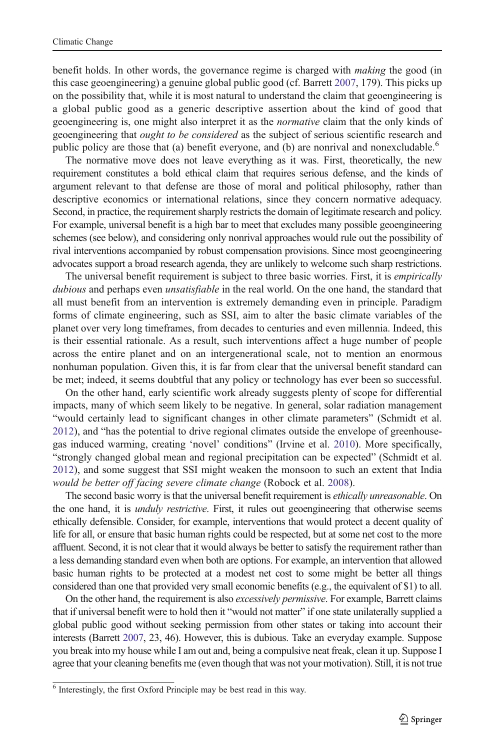benefit holds. In other words, the governance regime is charged with *making* the good (in this case geoengineering) a genuine global public good (cf. Barrett 2007, 179). This picks up on the possibility that, while it is most natural to understand the claim that geoengineering is a global public good as a generic descriptive assertion about the kind of good that geoengineering is, one might also interpret it as the *normative* claim that the only kinds of geoengineering that *ought to be considered* as the subject of serious scientific research and public policy are those that (a) benefit everyone, and (b) are nonrival and nonexcludable.[6]

The normative move does not leave everything as it was. First, theoretically, the new requirement constitutes a bold ethical claim that requires serious defense, and the kinds of argument relevant to that defense are those of moral and political philosophy, rather than descriptive economics or international relations, since they concern normative adequacy. Second, in practice, the requirement sharply restricts the domain of legitimate research and policy. For example, universal benefit is a high bar to meet that excludes many possible geoengineering schemes (see below), and considering only nonrival approaches would rule out the possibility of rival interventions accompanied by robust compensation provisions. Since most geoengineering advocates support a broad research agenda, they are unlikely to welcome such sharp restrictions.

The universal benefit requirement is subject to three basic worries. First, it is *empirically dubious* and perhaps even *unsatisfiable* in the real world. On the one hand, the standard that all must benefit from an intervention is extremely demanding even in principle. Paradigm forms of climate engineering, such as SSI, aim to alter the basic climate variables of the planet over very long timeframes, from decades to centuries and even millennia. Indeed, this is their essential rationale. As a result, such interventions affect a huge number of people across the entire planet and on an intergenerational scale, not to mention an enormous nonhuman population. Given this, it is far from clear that the universal benefit standard can be met; indeed, it seems doubtful that any policy or technology has ever been so successful.

On the other hand, early scientific work already suggests plenty of scope for differential impacts, many of which seem likely to be negative. In general, solar radiation management "would certainly lead to significant changes in other climate parameters" (Schmidt et al. 2012), and "has the potential to drive regional climates outside the envelope of greenhouse-gas induced warming, creating 'novel' conditions" (Irvine et al. 2010). More specifically, "strongly changed global mean and regional precipitation can be expected" (Schmidt et al. 2012), and some suggest that SSI might weaken the monsoon to such an extent that India *would be better off facing severe climate change* (Robock et al. 2008).

The second basic worry is that the universal benefit requirement is *ethically unreasonable*. On the one hand, it is *unduly restrictive*. First, it rules out geoengineering that otherwise seems ethically defensible. Consider, for example, interventions that would protect a decent quality of life for all, or ensure that basic human rights could be respected, but at some net cost to the more affluent. Second, it is not clear that it would always be better to satisfy the requirement rather than a less demanding standard even when both are options. For example, an intervention that allowed basic human rights to be protected at a modest net cost to some might be better all things considered than one that provided very small economic benefits (e.g., the equivalent of \$1) to all.

On the other hand, the requirement is also *excessively permissive*. For example, Barrett claims that if universal benefit were to hold then it "would not matter" if one state unilaterally supplied a global public good without seeking permission from other states or taking into account their interests (Barrett 2007, 23, 46). However, this is dubious. Take an everyday example. Suppose you break into my house while I am out and, being a compulsive neat freak, clean it up. Suppose I agree that your cleaning benefits me (even though that was not your motivation). Still, it is not true

[6] Interestingly, the first Oxford Principle may be best read in this way.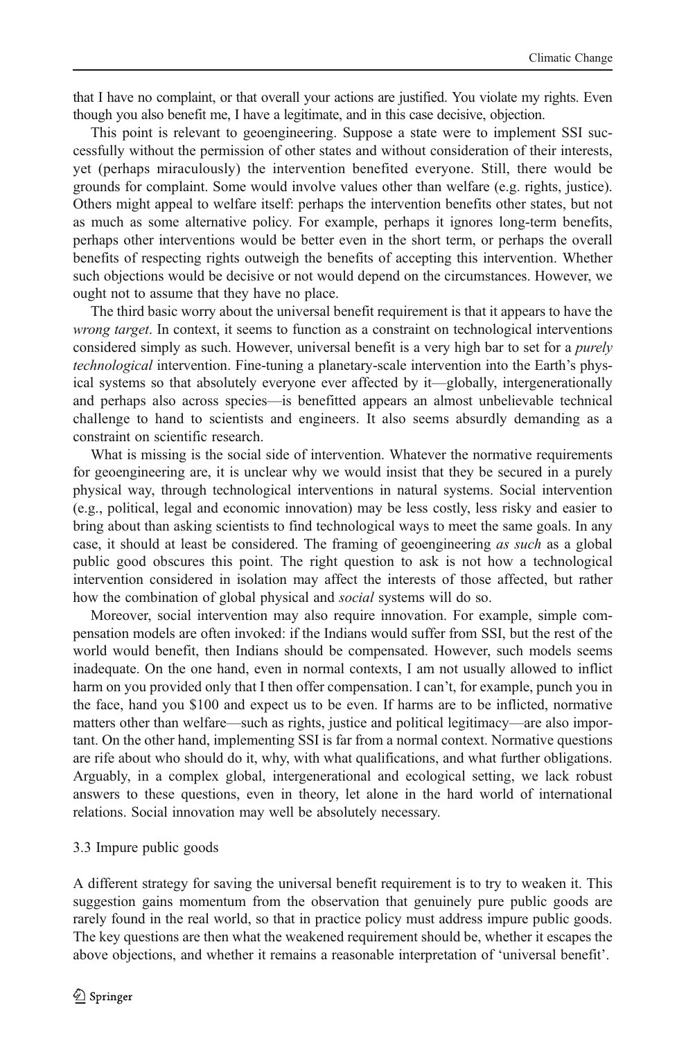that I have no complaint, or that overall your actions are justified. You violate my rights. Even though you also benefit me, I have a legitimate, and in this case decisive, objection.

This point is relevant to geoengineering. Suppose a state were to implement SSI successfully without the permission of other states and without consideration of their interests, yet (perhaps miraculously) the intervention benefited everyone. Still, there would be grounds for complaint. Some would involve values other than welfare (e.g. rights, justice). Others might appeal to welfare itself: perhaps the intervention benefits other states, but not as much as some alternative policy. For example, perhaps it ignores long-term benefits, perhaps other interventions would be better even in the short term, or perhaps the overall benefits of respecting rights outweigh the benefits of accepting this intervention. Whether such objections would be decisive or not would depend on the circumstances. However, we ought not to assume that they have no place.

The third basic worry about the universal benefit requirement is that it appears to have the *wrong target*. In context, it seems to function as a constraint on technological interventions considered simply as such. However, universal benefit is a very high bar to set for a *purely technological* intervention. Fine-tuning a planetary-scale intervention into the Earth's physical systems so that absolutely everyone ever affected by it—globally, intergenerationally and perhaps also across species—is benefitted appears an almost unbelievable technical challenge to hand to scientists and engineers. It also seems absurdly demanding as a constraint on scientific research.

What is missing is the social side of intervention. Whatever the normative requirements for geoengineering are, it is unclear why we would insist that they be secured in a purely physical way, through technological interventions in natural systems. Social intervention (e.g., political, legal and economic innovation) may be less costly, less risky and easier to bring about than asking scientists to find technological ways to meet the same goals. In any case, it should at least be considered. The framing of geoengineering *as such* as a global public good obscures this point. The right question to ask is not how a technological intervention considered in isolation may affect the interests of those affected, but rather how the combination of global physical and *social* systems will do so.

Moreover, social intervention may also require innovation. For example, simple compensation models are often invoked: if the Indians would suffer from SSI, but the rest of the world would benefit, then Indians should be compensated. However, such models seems inadequate. On the one hand, even in normal contexts, I am not usually allowed to inflict harm on you provided only that I then offer compensation. I can't, for example, punch you in the face, hand you $100 and expect us to be even. If harms are to be inflicted, normative matters other than welfare—such as rights, justice and political legitimacy—are also important. On the other hand, implementing SSI is far from a normal context. Normative questions are rife about who should do it, why, with what qualifications, and what further obligations. Arguably, in a complex global, intergenerational and ecological setting, we lack robust answers to these questions, even in theory, let alone in the hard world of international relations. Social innovation may well be absolutely necessary.

### 3.3 Impure public goods

A different strategy for saving the universal benefit requirement is to try to weaken it. This suggestion gains momentum from the observation that genuinely pure public goods are rarely found in the real world, so that in practice policy must address impure public goods. The key questions are then what the weakened requirement should be, whether it escapes the above objections, and whether it remains a reasonable interpretation of 'universal benefit'.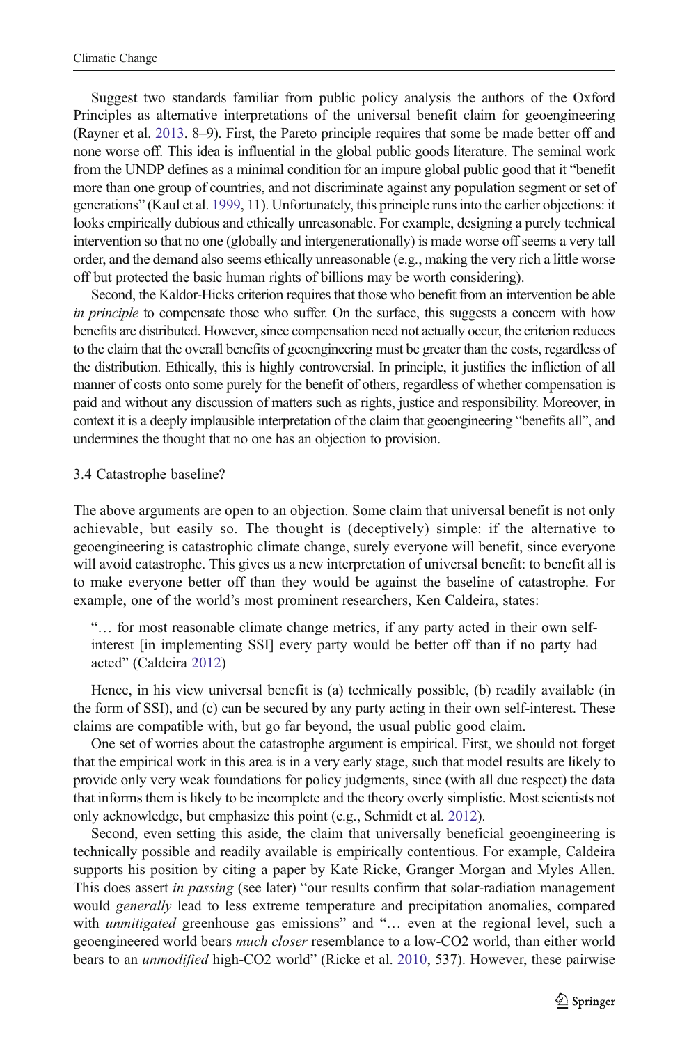Suggest two standards familiar from public policy analysis the authors of the Oxford Principles as alternative interpretations of the universal benefit claim for geoengineering (Rayner et al. 2013. 8–9). First, the Pareto principle requires that some be made better off and none worse off. This idea is influential in the global public goods literature. The seminal work from the UNDP defines as a minimal condition for an impure global public good that it "benefit more than one group of countries, and not discriminate against any population segment or set of generations" (Kaul et al. 1999, 11). Unfortunately, this principle runs into the earlier objections: it looks empirically dubious and ethically unreasonable. For example, designing a purely technical intervention so that no one (globally and intergenerationally) is made worse off seems a very tall order, and the demand also seems ethically unreasonable (e.g., making the very rich a little worse off but protected the basic human rights of billions may be worth considering).

Second, the Kaldor-Hicks criterion requires that those who benefit from an intervention be able *in principle* to compensate those who suffer. On the surface, this suggests a concern with how benefits are distributed. However, since compensation need not actually occur, the criterion reduces to the claim that the overall benefits of geoengineering must be greater than the costs, regardless of the distribution. Ethically, this is highly controversial. In principle, it justifies the infliction of all manner of costs onto some purely for the benefit of others, regardless of whether compensation is paid and without any discussion of matters such as rights, justice and responsibility. Moreover, in context it is a deeply implausible interpretation of the claim that geoengineering "benefits all", and undermines the thought that no one has an objection to provision.

### 3.4 Catastrophe baseline?

The above arguments are open to an objection. Some claim that universal benefit is not only achievable, but easily so. The thought is (deceptively) simple: if the alternative to geoengineering is catastrophic climate change, surely everyone will benefit, since everyone will avoid catastrophe. This gives us a new interpretation of universal benefit: to benefit all is to make everyone better off than they would be against the baseline of catastrophe. For example, one of the world's most prominent researchers, Ken Caldeira, states:

> "… for most reasonable climate change metrics, if any party acted in their own self-interest [in implementing SSI] every party would be better off than if no party had acted" (Caldeira 2012)

Hence, in his view universal benefit is (a) technically possible, (b) readily available (in the form of SSI), and (c) can be secured by any party acting in their own self-interest. These claims are compatible with, but go far beyond, the usual public good claim.

One set of worries about the catastrophe argument is empirical. First, we should not forget that the empirical work in this area is in a very early stage, such that model results are likely to provide only very weak foundations for policy judgments, since (with all due respect) the data that informs them is likely to be incomplete and the theory overly simplistic. Most scientists not only acknowledge, but emphasize this point (e.g., Schmidt et al. 2012).

Second, even setting this aside, the claim that universally beneficial geoengineering is technically possible and readily available is empirically contentious. For example, Caldeira supports his position by citing a paper by Kate Ricke, Granger Morgan and Myles Allen. This does assert *in passing* (see later) "our results confirm that solar-radiation management would *generally* lead to less extreme temperature and precipitation anomalies, compared with *unmitigated* greenhouse gas emissions" and "… even at the regional level, such a geoengineered world bears *much closer* resemblance to a low-CO2 world, than either world bears to an *unmodified* high-CO2 world" (Ricke et al. 2010, 537). However, these pairwise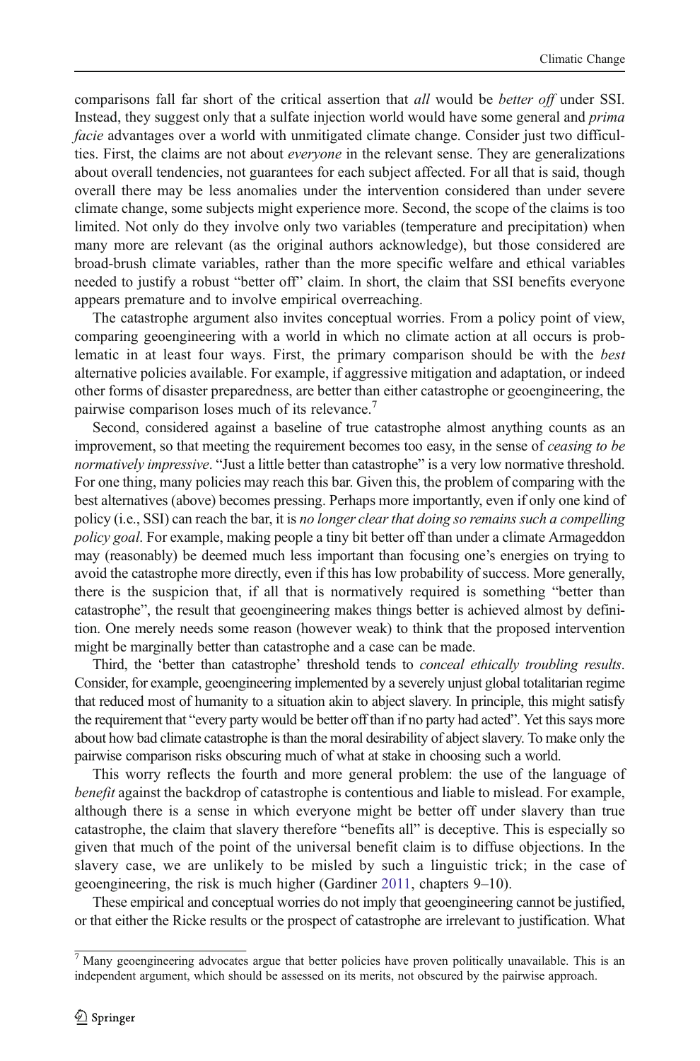comparisons fall far short of the critical assertion that *all* would be *better off* under SSI. Instead, they suggest only that a sulfate injection world would have some general and *prima facie* advantages over a world with unmitigated climate change. Consider just two difficulties. First, the claims are not about *everyone* in the relevant sense. They are generalizations about overall tendencies, not guarantees for each subject affected. For all that is said, though overall there may be less anomalies under the intervention considered than under severe climate change, some subjects might experience more. Second, the scope of the claims is too limited. Not only do they involve only two variables (temperature and precipitation) when many more are relevant (as the original authors acknowledge), but those considered are broad-brush climate variables, rather than the more specific welfare and ethical variables needed to justify a robust "better off" claim. In short, the claim that SSI benefits everyone appears premature and to involve empirical overreaching.

The catastrophe argument also invites conceptual worries. From a policy point of view, comparing geoengineering with a world in which no climate action at all occurs is problematic in at least four ways. First, the primary comparison should be with the *best* alternative policies available. For example, if aggressive mitigation and adaptation, or indeed other forms of disaster preparedness, are better than either catastrophe or geoengineering, the pairwise comparison loses much of its relevance.[7]

Second, considered against a baseline of true catastrophe almost anything counts as an improvement, so that meeting the requirement becomes too easy, in the sense of *ceasing to be normatively impressive*. "Just a little better than catastrophe" is a very low normative threshold. For one thing, many policies may reach this bar. Given this, the problem of comparing with the best alternatives (above) becomes pressing. Perhaps more importantly, even if only one kind of policy (i.e., SSI) can reach the bar, it is *no longer clear that doing so remains such a compelling policy goal*. For example, making people a tiny bit better off than under a climate Armageddon may (reasonably) be deemed much less important than focusing one's energies on trying to avoid the catastrophe more directly, even if this has low probability of success. More generally, there is the suspicion that, if all that is normatively required is something "better than catastrophe", the result that geoengineering makes things better is achieved almost by definition. One merely needs some reason (however weak) to think that the proposed intervention might be marginally better than catastrophe and a case can be made.

Third, the 'better than catastrophe' threshold tends to *conceal ethically troubling results*. Consider, for example, geoengineering implemented by a severely unjust global totalitarian regime that reduced most of humanity to a situation akin to abject slavery. In principle, this might satisfy the requirement that "every party would be better off than if no party had acted". Yet this says more about how bad climate catastrophe is than the moral desirability of abject slavery. To make only the pairwise comparison risks obscuring much of what at stake in choosing such a world.

This worry reflects the fourth and more general problem: the use of the language of *benefit* against the backdrop of catastrophe is contentious and liable to mislead. For example, although there is a sense in which everyone might be better off under slavery than true catastrophe, the claim that slavery therefore "benefits all" is deceptive. This is especially so given that much of the point of the universal benefit claim is to diffuse objections. In the slavery case, we are unlikely to be misled by such a linguistic trick; in the case of geoengineering, the risk is much higher (Gardiner 2011, chapters 9–10).

These empirical and conceptual worries do not imply that geoengineering cannot be justified, or that either the Ricke results or the prospect of catastrophe are irrelevant to justification. What

[7] Many geoengineering advocates argue that better policies have proven politically unavailable. This is an independent argument, which should be assessed on its merits, not obscured by the pairwise approach.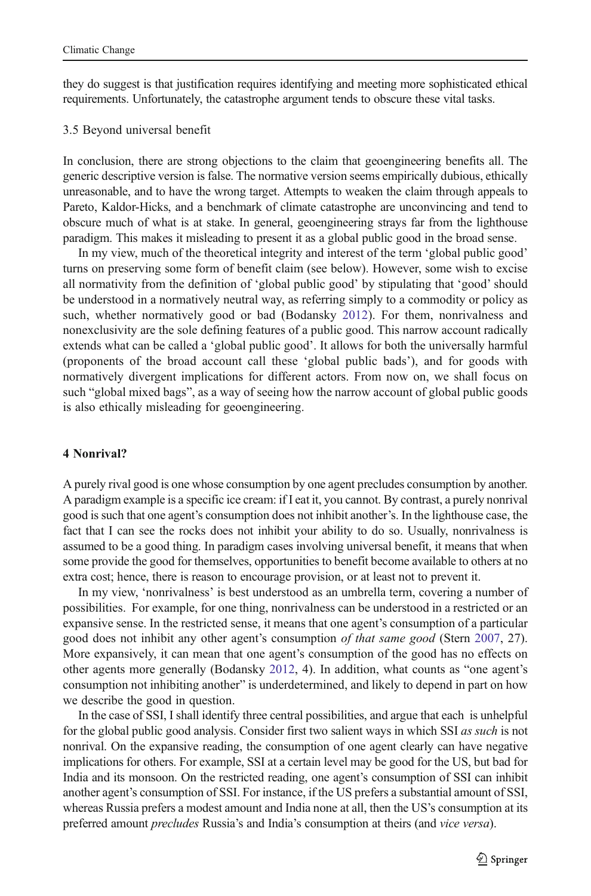they do suggest is that justification requires identifying and meeting more sophisticated ethical requirements. Unfortunately, the catastrophe argument tends to obscure these vital tasks.

### 3.5 Beyond universal benefit

In conclusion, there are strong objections to the claim that geoengineering benefits all. The generic descriptive version is false. The normative version seems empirically dubious, ethically unreasonable, and to have the wrong target. Attempts to weaken the claim through appeals to Pareto, Kaldor-Hicks, and a benchmark of climate catastrophe are unconvincing and tend to obscure much of what is at stake. In general, geoengineering strays far from the lighthouse paradigm. This makes it misleading to present it as a global public good in the broad sense.

In my view, much of the theoretical integrity and interest of the term 'global public good' turns on preserving some form of benefit claim (see below). However, some wish to excise all normativity from the definition of 'global public good' by stipulating that 'good' should be understood in a normatively neutral way, as referring simply to a commodity or policy as such, whether normatively good or bad (Bodansky 2012). For them, nonrivalness and nonexclusivity are the sole defining features of a public good. This narrow account radically extends what can be called a 'global public good'. It allows for both the universally harmful (proponents of the broad account call these 'global public bads'), and for goods with normatively divergent implications for different actors. From now on, we shall focus on such "global mixed bags", as a way of seeing how the narrow account of global public goods is also ethically misleading for geoengineering.

## 4 Nonrival?

A purely rival good is one whose consumption by one agent precludes consumption by another. A paradigm example is a specific ice cream: if I eat it, you cannot. By contrast, a purely nonrival good is such that one agent's consumption does not inhibit another's. In the lighthouse case, the fact that I can see the rocks does not inhibit your ability to do so. Usually, nonrivalness is assumed to be a good thing. In paradigm cases involving universal benefit, it means that when some provide the good for themselves, opportunities to benefit become available to others at no extra cost; hence, there is reason to encourage provision, or at least not to prevent it.

In my view, 'nonrivalness' is best understood as an umbrella term, covering a number of possibilities. For example, for one thing, nonrivalness can be understood in a restricted or an expansive sense. In the restricted sense, it means that one agent's consumption of a particular good does not inhibit any other agent's consumption *of that same good* (Stern 2007, 27). More expansively, it can mean that one agent's consumption of the good has no effects on other agents more generally (Bodansky 2012, 4). In addition, what counts as "one agent's consumption not inhibiting another" is underdetermined, and likely to depend in part on how we describe the good in question.

In the case of SSI, I shall identify three central possibilities, and argue that each is unhelpful for the global public good analysis. Consider first two salient ways in which SSI *as such* is not nonrival. On the expansive reading, the consumption of one agent clearly can have negative implications for others. For example, SSI at a certain level may be good for the US, but bad for India and its monsoon. On the restricted reading, one agent's consumption of SSI can inhibit another agent's consumption of SSI. For instance, if the US prefers a substantial amount of SSI, whereas Russia prefers a modest amount and India none at all, then the US's consumption at its preferred amount *precludes* Russia's and India's consumption at theirs (and *vice versa*).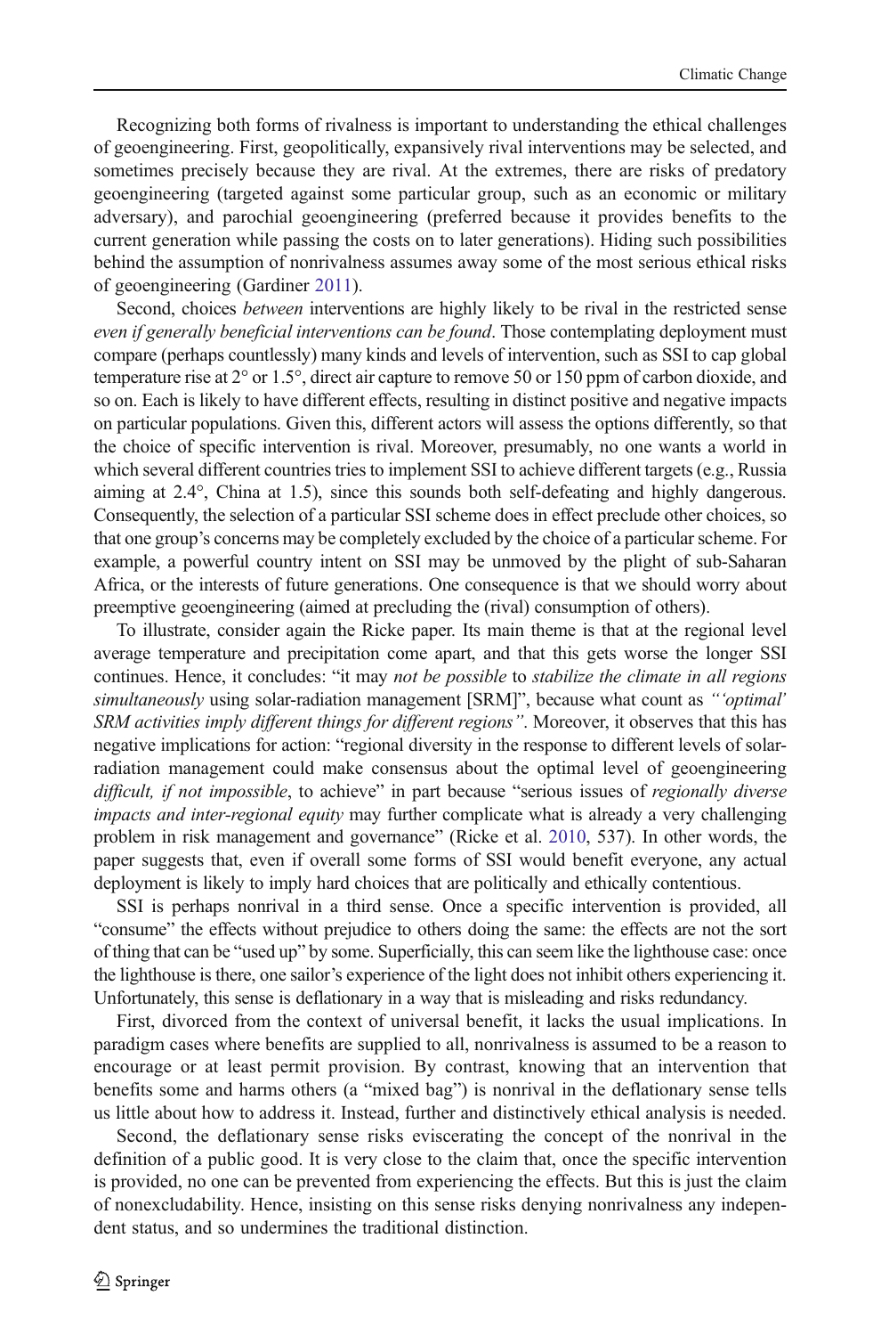Recognizing both forms of rivalness is important to understanding the ethical challenges of geoengineering. First, geopolitically, expansively rival interventions may be selected, and sometimes precisely because they are rival. At the extremes, there are risks of predatory geoengineering (targeted against some particular group, such as an economic or military adversary), and parochial geoengineering (preferred because it provides benefits to the current generation while passing the costs on to later generations). Hiding such possibilities behind the assumption of nonrivalness assumes away some of the most serious ethical risks of geoengineering (Gardiner 2011).

Second, choices *between* interventions are highly likely to be rival in the restricted sense *even if generally beneficial interventions can be found*. Those contemplating deployment must compare (perhaps countlessly) many kinds and levels of intervention, such as SSI to cap global temperature rise at 2° or 1.5°, direct air capture to remove 50 or 150 ppm of carbon dioxide, and so on. Each is likely to have different effects, resulting in distinct positive and negative impacts on particular populations. Given this, different actors will assess the options differently, so that the choice of specific intervention is rival. Moreover, presumably, no one wants a world in which several different countries tries to implement SSI to achieve different targets (e.g., Russia aiming at 2.4°, China at 1.5), since this sounds both self-defeating and highly dangerous. Consequently, the selection of a particular SSI scheme does in effect preclude other choices, so that one group's concerns may be completely excluded by the choice of a particular scheme. For example, a powerful country intent on SSI may be unmoved by the plight of sub-Saharan Africa, or the interests of future generations. One consequence is that we should worry about preemptive geoengineering (aimed at precluding the (rival) consumption of others).

To illustrate, consider again the Ricke paper. Its main theme is that at the regional level average temperature and precipitation come apart, and that this gets worse the longer SSI continues. Hence, it concludes: "it may *not be possible* to *stabilize the climate in all regions simultaneously* using solar-radiation management [SRM]", because what count as *"'optimal' SRM activities imply different things for different regions"*. Moreover, it observes that this has negative implications for action: "regional diversity in the response to different levels of solar-radiation management could make consensus about the optimal level of geoengineering *difficult, if not impossible*, to achieve" in part because "serious issues of *regionally diverse impacts and inter-regional equity* may further complicate what is already a very challenging problem in risk management and governance" (Ricke et al. 2010, 537). In other words, the paper suggests that, even if overall some forms of SSI would benefit everyone, any actual deployment is likely to imply hard choices that are politically and ethically contentious.

SSI is perhaps nonrival in a third sense. Once a specific intervention is provided, all "consume" the effects without prejudice to others doing the same: the effects are not the sort of thing that can be "used up" by some. Superficially, this can seem like the lighthouse case: once the lighthouse is there, one sailor's experience of the light does not inhibit others experiencing it. Unfortunately, this sense is deflationary in a way that is misleading and risks redundancy.

First, divorced from the context of universal benefit, it lacks the usual implications. In paradigm cases where benefits are supplied to all, nonrivalness is assumed to be a reason to encourage or at least permit provision. By contrast, knowing that an intervention that benefits some and harms others (a "mixed bag") is nonrival in the deflationary sense tells us little about how to address it. Instead, further and distinctively ethical analysis is needed.

Second, the deflationary sense risks eviscerating the concept of the nonrival in the definition of a public good. It is very close to the claim that, once the specific intervention is provided, no one can be prevented from experiencing the effects. But this is just the claim of nonexcludability. Hence, insisting on this sense risks denying nonrivalness any independent status, and so undermines the traditional distinction.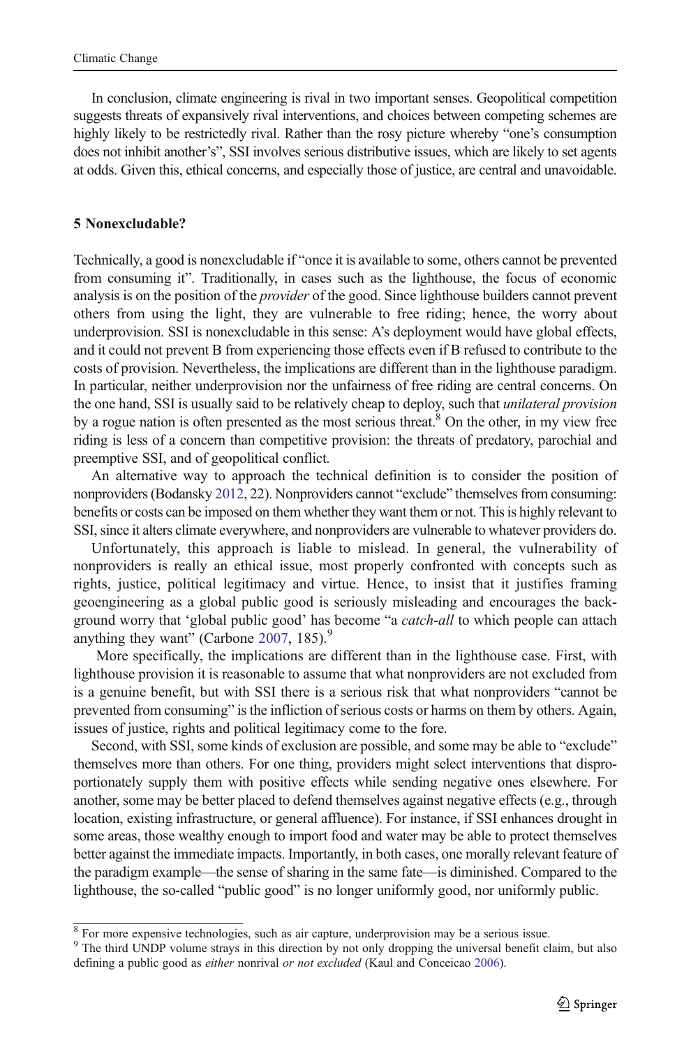In conclusion, climate engineering is rival in two important senses. Geopolitical competition suggests threats of expansively rival interventions, and choices between competing schemes are highly likely to be restrictedly rival. Rather than the rosy picture whereby "one's consumption does not inhibit another's", SSI involves serious distributive issues, which are likely to set agents at odds. Given this, ethical concerns, and especially those of justice, are central and unavoidable.

## 5 Nonexcludable?

Technically, a good is nonexcludable if "once it is available to some, others cannot be prevented from consuming it". Traditionally, in cases such as the lighthouse, the focus of economic analysis is on the position of the *provider* of the good. Since lighthouse builders cannot prevent others from using the light, they are vulnerable to free riding; hence, the worry about underprovision. SSI is nonexcludable in this sense: A's deployment would have global effects, and it could not prevent B from experiencing those effects even if B refused to contribute to the costs of provision. Nevertheless, the implications are different than in the lighthouse paradigm. In particular, neither underprovision nor the unfairness of free riding are central concerns. On the one hand, SSI is usually said to be relatively cheap to deploy, such that *unilateral provision* by a rogue nation is often presented as the most serious threat.[8] On the other, in my view free riding is less of a concern than competitive provision: the threats of predatory, parochial and preemptive SSI, and of geopolitical conflict.

An alternative way to approach the technical definition is to consider the position of nonproviders (Bodansky 2012, 22). Nonproviders cannot "exclude" themselves from consuming: benefits or costs can be imposed on them whether they want them or not. This is highly relevant to SSI, since it alters climate everywhere, and nonproviders are vulnerable to whatever providers do.

Unfortunately, this approach is liable to mislead. In general, the vulnerability of nonproviders is really an ethical issue, most properly confronted with concepts such as rights, justice, political legitimacy and virtue. Hence, to insist that it justifies framing geoengineering as a global public good is seriously misleading and encourages the background worry that 'global public good' has become "a *catch-all* to which people can attach anything they want" (Carbone 2007, 185).[9]

More specifically, the implications are different than in the lighthouse case. First, with lighthouse provision it is reasonable to assume that what nonproviders are not excluded from is a genuine benefit, but with SSI there is a serious risk that what nonproviders "cannot be prevented from consuming" is the infliction of serious costs or harms on them by others. Again, issues of justice, rights and political legitimacy come to the fore.

Second, with SSI, some kinds of exclusion are possible, and some may be able to "exclude" themselves more than others. For one thing, providers might select interventions that disproportionately supply them with positive effects while sending negative ones elsewhere. For another, some may be better placed to defend themselves against negative effects (e.g., through location, existing infrastructure, or general affluence). For instance, if SSI enhances drought in some areas, those wealthy enough to import food and water may be able to protect themselves better against the immediate impacts. Importantly, in both cases, one morally relevant feature of the paradigm example—the sense of sharing in the same fate—is diminished. Compared to the lighthouse, the so-called "public good" is no longer uniformly good, nor uniformly public.

---

[8] For more expensive technologies, such as air capture, underprovision may be a serious issue.

[9] The third UNDP volume strays in this direction by not only dropping the universal benefit claim, but also defining a public good as *either* nonrival *or not excluded* (Kaul and Conceicao 2006).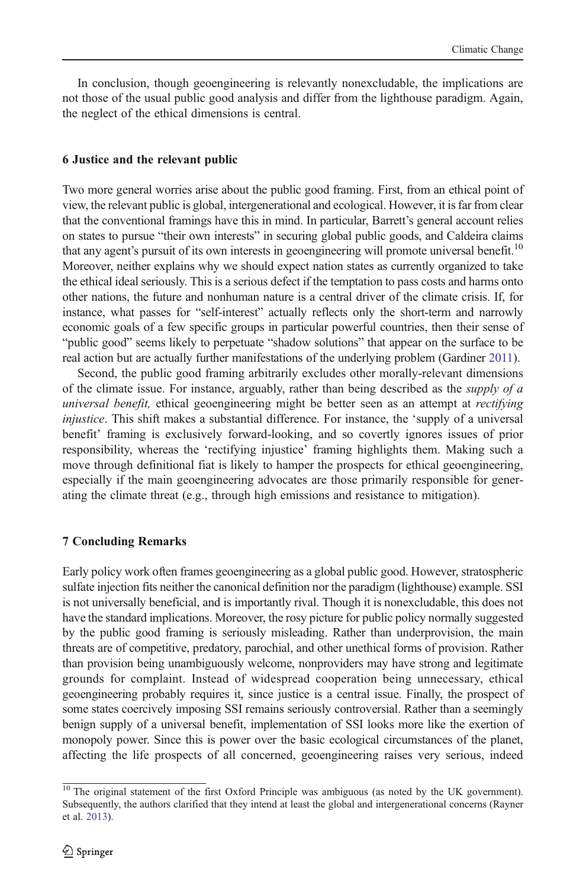In conclusion, though geoengineering is relevantly nonexcludable, the implications are not those of the usual public good analysis and differ from the lighthouse paradigm. Again, the neglect of the ethical dimensions is central.

## 6 Justice and the relevant public

Two more general worries arise about the public good framing. First, from an ethical point of view, the relevant public is global, intergenerational and ecological. However, it is far from clear that the conventional framings have this in mind. In particular, Barrett's general account relies on states to pursue "their own interests" in securing global public goods, and Caldeira claims that any agent's pursuit of its own interests in geoengineering will promote universal benefit.[10] Moreover, neither explains why we should expect nation states as currently organized to take the ethical ideal seriously. This is a serious defect if the temptation to pass costs and harms onto other nations, the future and nonhuman nature is a central driver of the climate crisis. If, for instance, what passes for "self-interest" actually reflects only the short-term and narrowly economic goals of a few specific groups in particular powerful countries, then their sense of "public good" seems likely to perpetuate "shadow solutions" that appear on the surface to be real action but are actually further manifestations of the underlying problem (Gardiner 2011).

Second, the public good framing arbitrarily excludes other morally-relevant dimensions of the climate issue. For instance, arguably, rather than being described as the *supply of a universal benefit,* ethical geoengineering might be better seen as an attempt at *rectifying injustice*. This shift makes a substantial difference. For instance, the 'supply of a universal benefit' framing is exclusively forward-looking, and so covertly ignores issues of prior responsibility, whereas the 'rectifying injustice' framing highlights them. Making such a move through definitional fiat is likely to hamper the prospects for ethical geoengineering, especially if the main geoengineering advocates are those primarily responsible for generating the climate threat (e.g., through high emissions and resistance to mitigation).

## 7 Concluding Remarks

Early policy work often frames geoengineering as a global public good. However, stratospheric sulfate injection fits neither the canonical definition nor the paradigm (lighthouse) example. SSI is not universally beneficial, and is importantly rival. Though it is nonexcludable, this does not have the standard implications. Moreover, the rosy picture for public policy normally suggested by the public good framing is seriously misleading. Rather than underprovision, the main threats are of competitive, predatory, parochial, and other unethical forms of provision. Rather than provision being unambiguously welcome, nonproviders may have strong and legitimate grounds for complaint. Instead of widespread cooperation being unnecessary, ethical geoengineering probably requires it, since justice is a central issue. Finally, the prospect of some states coercively imposing SSI remains seriously controversial. Rather than a seemingly benign supply of a universal benefit, implementation of SSI looks more like the exertion of monopoly power. Since this is power over the basic ecological circumstances of the planet, affecting the life prospects of all concerned, geoengineering raises very serious, indeed

[10] The original statement of the first Oxford Principle was ambiguous (as noted by the UK government). Subsequently, the authors clarified that they intend at least the global and intergenerational concerns (Rayner et al. 2013).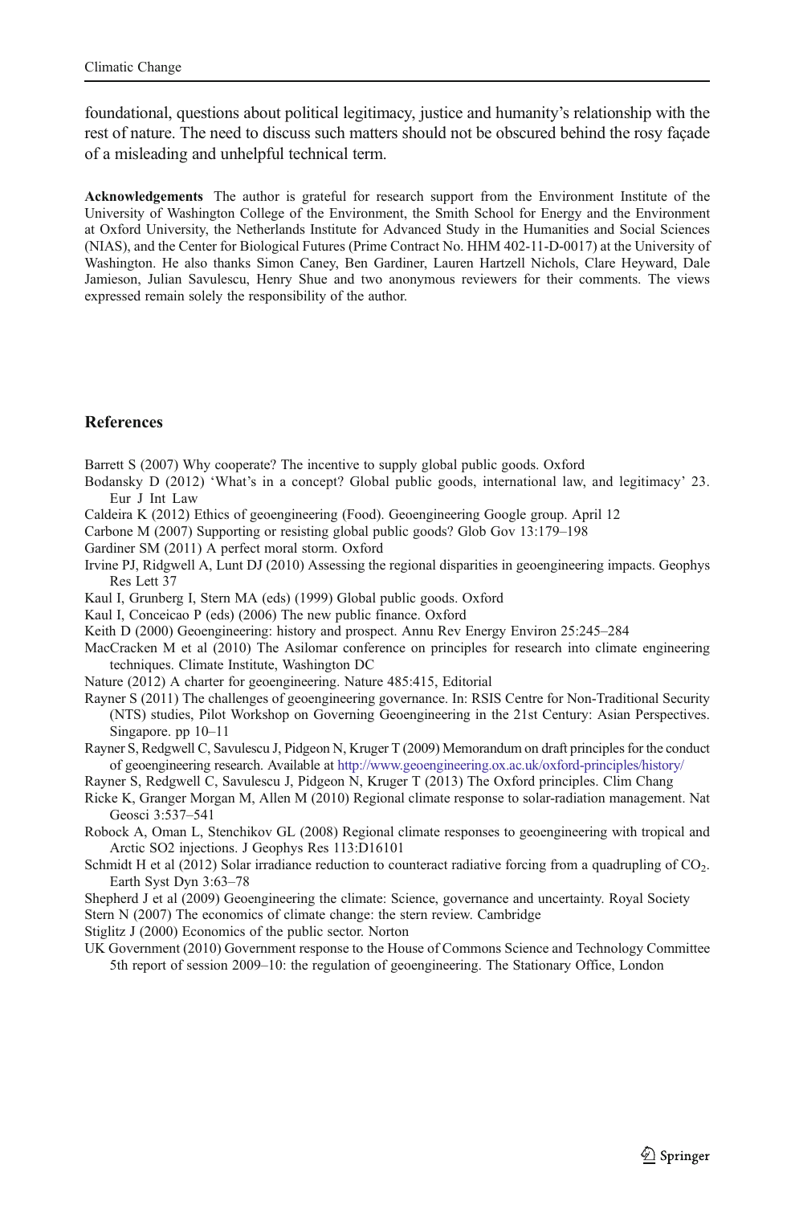foundational, questions about political legitimacy, justice and humanity's relationship with the rest of nature. The need to discuss such matters should not be obscured behind the rosy façade of a misleading and unhelpful technical term.

**Acknowledgements** The author is grateful for research support from the Environment Institute of the University of Washington College of the Environment, the Smith School for Energy and the Environment at Oxford University, the Netherlands Institute for Advanced Study in the Humanities and Social Sciences (NIAS), and the Center for Biological Futures (Prime Contract No. HHM 402-11-D-0017) at the University of Washington. He also thanks Simon Caney, Ben Gardiner, Lauren Hartzell Nichols, Clare Heyward, Dale Jamieson, Julian Savulescu, Henry Shue and two anonymous reviewers for their comments. The views expressed remain solely the responsibility of the author.

## References

Barrett S (2007) Why cooperate? The incentive to supply global public goods. Oxford

Bodansky D (2012) 'What's in a concept? Global public goods, international law, and legitimacy' 23. Eur J Int Law

Caldeira K (2012) Ethics of geoengineering (Food). Geoengineering Google group. April 12

Carbone M (2007) Supporting or resisting global public goods? Glob Gov 13:179–198

Gardiner SM (2011) A perfect moral storm. Oxford

Irvine PJ, Ridgwell A, Lunt DJ (2010) Assessing the regional disparities in geoengineering impacts. Geophys Res Lett 37

Kaul I, Grunberg I, Stern MA (eds) (1999) Global public goods. Oxford

Kaul I, Conceicao P (eds) (2006) The new public finance. Oxford

Keith D (2000) Geoengineering: history and prospect. Annu Rev Energy Environ 25:245–284

MacCracken M et al (2010) The Asilomar conference on principles for research into climate engineering techniques. Climate Institute, Washington DC

Nature (2012) A charter for geoengineering. Nature 485:415, Editorial

Rayner S (2011) The challenges of geoengineering governance. In: RSIS Centre for Non-Traditional Security (NTS) studies, Pilot Workshop on Governing Geoengineering in the 21st Century: Asian Perspectives. Singapore. pp 10–11

Rayner S, Redgwell C, Savulescu J, Pidgeon N, Kruger T (2009) Memorandum on draft principles for the conduct of geoengineering research. Available at http://www.geoengineering.ox.ac.uk/oxford-principles/history/

Rayner S, Redgwell C, Savulescu J, Pidgeon N, Kruger T (2013) The Oxford principles. Clim Chang

Ricke K, Granger Morgan M, Allen M (2010) Regional climate response to solar-radiation management. Nat Geosci 3:537–541

Robock A, Oman L, Stenchikov GL (2008) Regional climate responses to geoengineering with tropical and Arctic SO2 injections. J Geophys Res 113:D16101

Schmidt H et al (2012) Solar irradiance reduction to counteract radiative forcing from a quadrupling of $CO_2$. Earth Syst Dyn 3:63–78

Shepherd J et al (2009) Geoengineering the climate: Science, governance and uncertainty. Royal Society

Stern N (2007) The economics of climate change: the stern review. Cambridge

Stiglitz J (2000) Economics of the public sector. Norton

UK Government (2010) Government response to the House of Commons Science and Technology Committee 5th report of session 2009–10: the regulation of geoengineering. The Stationary Office, London